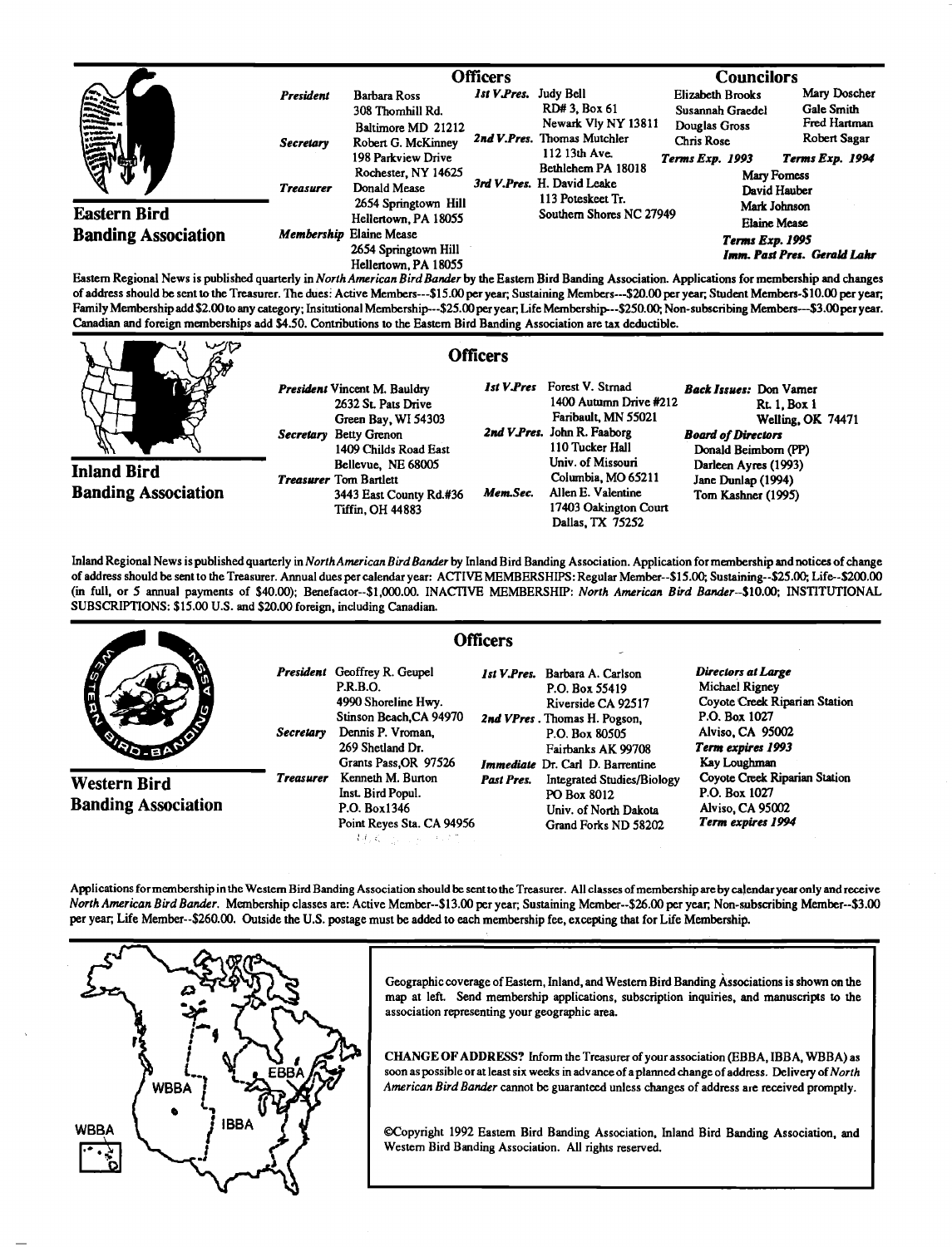## Eastern Bird Banding Association

### Officers

*President* Barbara Ross, 308 Thornhill Rd., Baltimore MD 21212

*Secretary* Robert G. McKinney, 198 Parkview Drive, Rochester, NY 14625

*Treasurer* Donald Mease, 2654 Springtown Hill, Hellertown, PA 18055

*Membership* Elaine Mease, 2654 Springtown Hill, Hellertown, PA 18055

*1st V.Pres.* Judy Bell, RD# 3, Box 61, Newark Vly NY 13811

*2nd V.Pres.* Thomas Mutchler, 112 13th Ave., Bethlehem PA 18018

*3rd V.Pres.* H. David Leake, 113 Poteskeet Tr., Southern Shores NC 27949

### Councilors

Elizabeth Brooks, Susannah Graedel, Douglas Gross, Chris Rose — ***Terms Exp. 1993***

Mary Doscher, Gale Smith, Fred Hartman, Robert Sagar — ***Terms Exp. 1994***

Mary Forness, David Hauber, Mark Johnson, Elaine Mease — ***Terms Exp. 1995***

***Imm. Past Pres. Gerald Lahr***

Eastern Regional News is published quarterly in *North American Bird Bander* by the Eastern Bird Banding Association. Applications for membership and changes of address should be sent to the Treasurer. The dues: Active Members---$15.00 per year; Sustaining Members---$20.00 per year; Student Members-$10.00 per year; Family Membership add $2.00 to any category; Insitutional Membership---$25.00 per year; Life Membership---$250.00; Non-subscribing Members---$3.00 per year. Canadian and foreign memberships add $4.50. Contributions to the Eastern Bird Banding Association are tax deductible.

## Inland Bird Banding Association

### Officers

*President* Vincent M. Bauldry, 2632 St. Pats Drive, Green Bay, WI 54303

*Secretary* Betty Grenon, 1409 Childs Road East, Bellevue, NE 68005

*Treasurer* Tom Bartlett, 3443 East County Rd.#36, Tiffin, OH 44883

*1st V.Pres* Forest V. Strnad, 1400 Autumn Drive #212, Faribault, MN 55021

*2nd V.Pres.* John R. Faaborg, 110 Tucker Hall, Univ. of Missouri, Columbia, MO 65211

*Mem.Sec.* Allen E. Valentine, 17403 Oakington Court, Dallas, TX 75252

***Back Issues:*** Don Varner, Rt. 1, Box 1, Welling, OK 74471

***Board of Directors***
Donald Beimborn (PP)
Darleen Ayres (1993)
Jane Dunlap (1994)
Tom Kashner (1995)

Inland Regional News is published quarterly in *North American Bird Bander* by Inland Bird Banding Association. Application for membership and notices of change of address should be sent to the Treasurer. Annual dues per calendar year: ACTIVE MEMBERSHIPS: Regular Member--$15.00; Sustaining--$25.00; Life--$200.00 (in full, or 5 annual payments of $40.00); Benefactor--$1,000.00. INACTIVE MEMBERSHIP: *North American Bird Bander*--$10.00; INSTITUTIONAL SUBSCRIPTIONS: $15.00 U.S. and $20.00 foreign, including Canadian.

## Western Bird Banding Association

### Officers

*President* Geoffrey R. Geupel, P.R.B.O., 4990 Shoreline Hwy., Stinson Beach, CA 94970

*Secretary* Dennis P. Vroman, 269 Shetland Dr., Grants Pass, OR 97526

*Treasurer* Kenneth M. Burton, Inst. Bird Popul., P.O. Box1346, Point Reyes Sta. CA 94956

*1st V.Pres.* Barbara A. Carlson, P.O. Box 55419, Riverside CA 92517

*2nd VPres.* Thomas H. Pogson, P.O. Box 80505, Fairbanks AK 99708

*Immediate Past Pres.* Dr. Carl D. Barrentine, Integrated Studies/Biology, PO Box 8012, Univ. of North Dakota, Grand Forks ND 58202

***Directors at Large***
Michael Rigney, Coyote Creek Riparian Station, P.O. Box 1027, Alviso, CA 95002 — ***Term expires 1993***
Kay Loughman, Coyote Creek Riparian Station, P.O. Box 1027, Alviso, CA 95002 — ***Term expires 1994***

Applications for membership in the Western Bird Banding Association should be sent to the Treasurer. All classes of membership are by calendar year only and receive *North American Bird Bander*. Membership classes are: Active Member--$13.00 per year; Sustaining Member--$26.00 per year; Non-subscribing Member--$3.00 per year; Life Member--$260.00. Outside the U.S. postage must be added to each membership fee, excepting that for Life Membership.

---

WBBA, EBBA, IBBA, WBBA

Geographic coverage of Eastern, Inland, and Western Bird Banding Associations is shown on the map at left. Send membership applications, subscription inquiries, and manuscripts to the association representing your geographic area.

**CHANGE OF ADDRESS?** Inform the Treasurer of your association (EBBA, IBBA, WBBA) as soon as possible or at least six weeks in advance of a planned change of address. Delivery of *North American Bird Bander* cannot be guaranteed unless changes of address are received promptly.

©Copyright 1992 Eastern Bird Banding Association, Inland Bird Banding Association, and Western Bird Banding Association. All rights reserved.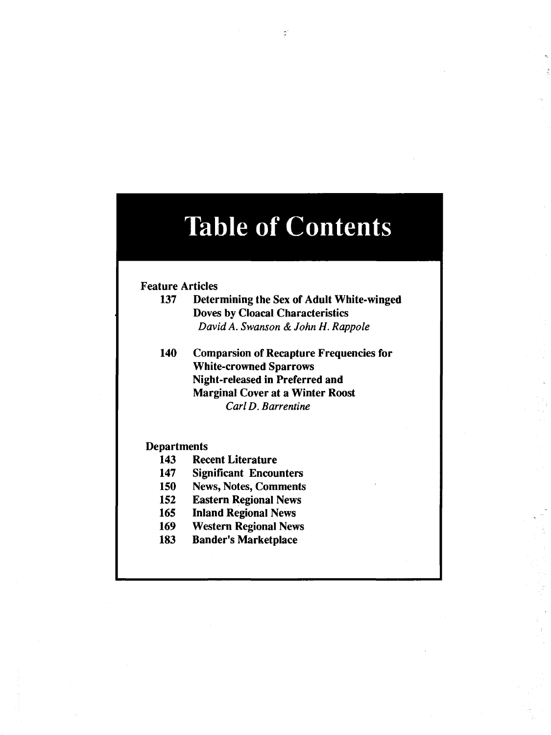# Table of Contents

**Feature Articles**

**137** **Determining the Sex of Adult White-winged Doves by Cloacal Characteristics**
*David A. Swanson & John H. Rappole*

**140** **Comparsion of Recapture Frequencies for White-crowned Sparrows Night-released in Preferred and Marginal Cover at a Winter Roost**
*Carl D. Barrentine*

**Departments**

**143** **Recent Literature**
**147** **Significant Encounters**
**150** **News, Notes, Comments**
**152** **Eastern Regional News**
**165** **Inland Regional News**
**169** **Western Regional News**
**183** **Bander's Marketplace**